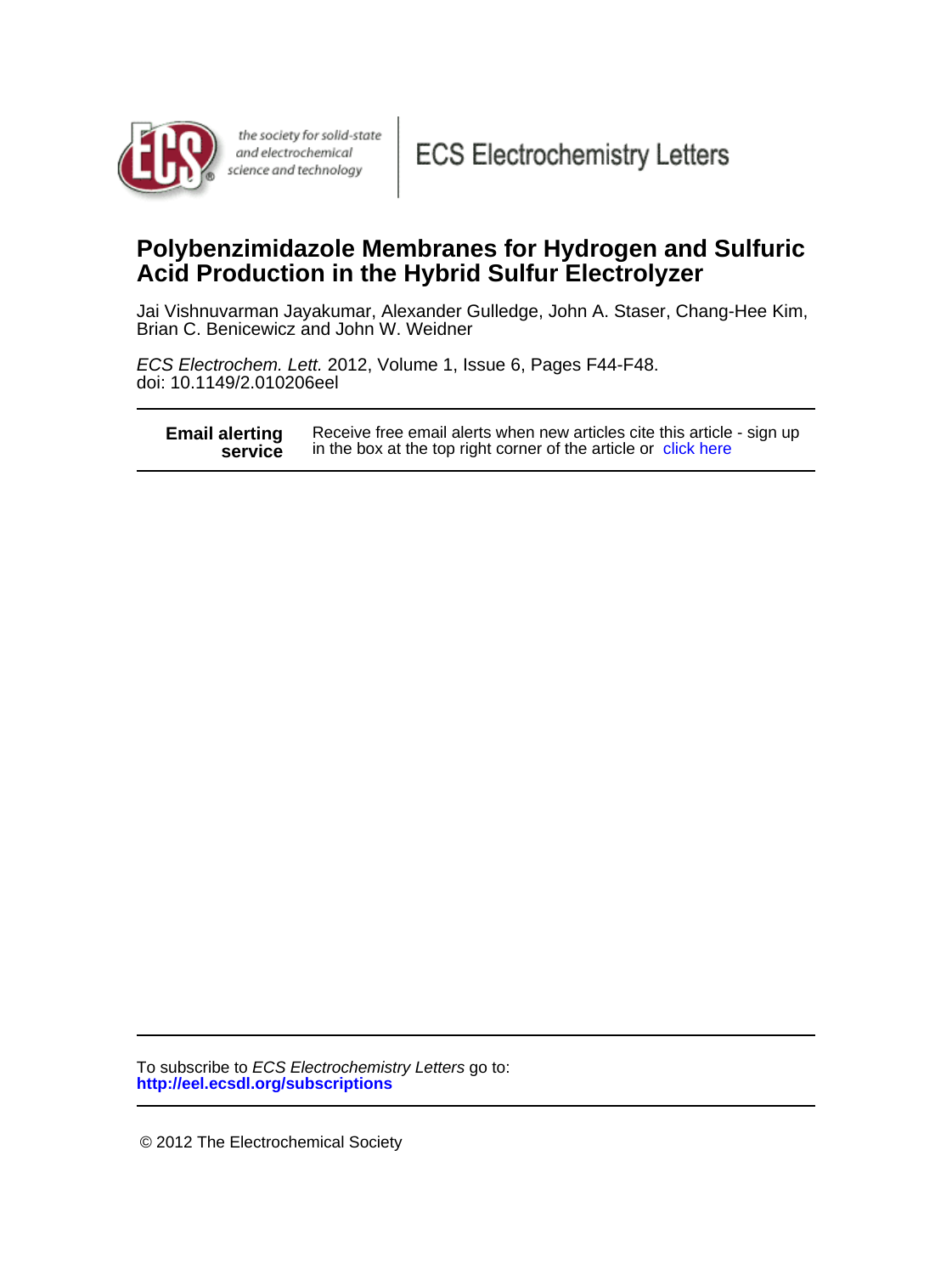the society for solid-state and electrochemical science and technology

ECS Electrochemistry Letters

# Polybenzimidazole Membranes for Hydrogen and Sulfuric Acid Production in the Hybrid Sulfur Electrolyzer

Jai Vishnuvarman Jayakumar, Alexander Gulledge, John A. Staser, Chang-Hee Kim, Brian C. Benicewicz and John W. Weidner

*ECS Electrochem. Lett.* 2012, Volume 1, Issue 6, Pages F44-F48.
doi: 10.1149/2.010206eel

---

| **Email alerting service** | Receive free email alerts when new articles cite this article - sign up in the box at the top right corner of the article or click here |
|---|---|

---

To subscribe to *ECS Electrochemistry Letters* go to:
**http://eel.ecsdl.org/subscriptions**

---

© 2012 The Electrochemical Society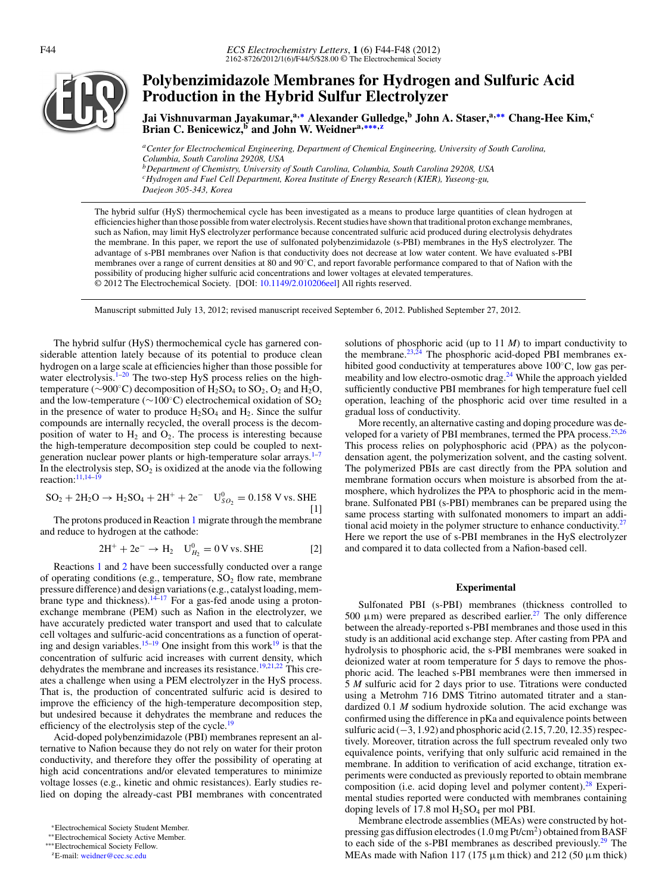# Polybenzimidazole Membranes for Hydrogen and Sulfuric Acid Production in the Hybrid Sulfur Electrolyzer

**Jai Vishnuvarman Jayakumar,[a,*] Alexander Gulledge,[b] John A. Staser,[a,**] Chang-Hee Kim,[c] Brian C. Benicewicz,[b] and John W. Weidner[a,***,z]**

[a] *Center for Electrochemical Engineering, Department of Chemical Engineering, University of South Carolina, Columbia, South Carolina 29208, USA*
[b] *Department of Chemistry, University of South Carolina, Columbia, South Carolina 29208, USA*
[c] *Hydrogen and Fuel Cell Department, Korea Institute of Energy Research (KIER), Yuseong-gu, Daejeon 305-343, Korea*

The hybrid sulfur (HyS) thermochemical cycle has been investigated as a means to produce large quantities of clean hydrogen at efficiencies higher than those possible from water electrolysis. Recent studies have shown that traditional proton exchange membranes, such as Nafion, may limit HyS electrolyzer performance because concentrated sulfuric acid produced during electrolysis dehydrates the membrane. In this paper, we report the use of sulfonated polybenzimidazole (s-PBI) membranes in the HyS electrolyzer. The advantage of s-PBI membranes over Nafion is that conductivity does not decrease at low water content. We have evaluated s-PBI membranes over a range of current densities at 80 and 90°C, and report favorable performance compared to that of Nafion with the possibility of producing higher sulfuric acid concentrations and lower voltages at elevated temperatures.
© 2012 The Electrochemical Society. [DOI: 10.1149/2.010206eel] All rights reserved.

Manuscript submitted July 13, 2012; revised manuscript received September 6, 2012. Published September 27, 2012.

The hybrid sulfur (HyS) thermochemical cycle has garnered considerable attention lately because of its potential to produce clean hydrogen on a large scale at efficiencies higher than those possible for water electrolysis.[1–20] The two-step HyS process relies on the high-temperature (~900°C) decomposition of $H_2SO_4$ to $SO_2$, $O_2$ and $H_2O$, and the low-temperature (~100°C) electrochemical oxidation of $SO_2$ in the presence of water to produce $H_2SO_4$ and $H_2$. Since the sulfur compounds are internally recycled, the overall process is the decomposition of water to $H_2$ and $O_2$. The process is interesting because the high-temperature decomposition step could be coupled to next-generation nuclear power plants or high-temperature solar arrays.[1–7] In the electrolysis step, $SO_2$ is oxidized at the anode via the following reaction:[11,14–19]

$$SO_2 + 2H_2O \rightarrow H_2SO_4 + 2H^+ + 2e^- \quad U^0_{SO_2} = 0.158 \text{ V vs. SHE} \qquad [1]$$

The protons produced in Reaction 1 migrate through the membrane and reduce to hydrogen at the cathode:

$$2H^+ + 2e^- \rightarrow H_2 \quad U^0_{H_2} = 0 \text{ V vs. SHE} \qquad [2]$$

Reactions 1 and 2 have been successfully conducted over a range of operating conditions (e.g., temperature, $SO_2$ flow rate, membrane pressure difference) and design variations (e.g., catalyst loading, membrane type and thickness).[14–17] For a gas-fed anode using a proton-exchange membrane (PEM) such as Nafion in the electrolyzer, we have accurately predicted water transport and used that to calculate cell voltages and sulfuric-acid concentrations as a function of operating and design variables.[15–19] One insight from this work[19] is that the concentration of sulfuric acid increases with current density, which dehydrates the membrane and increases its resistance.[19,21,22] This creates a challenge when using a PEM electrolyzer in the HyS process. That is, the production of concentrated sulfuric acid is desired to improve the efficiency of the high-temperature decomposition step, but undesired because it dehydrates the membrane and reduces the efficiency of the electrolysis step of the cycle.[19]

Acid-doped polybenzimidazole (PBI) membranes represent an alternative to Nafion because they do not rely on water for their proton conductivity, and therefore they offer the possibility of operating at high acid concentrations and/or elevated temperatures to minimize voltage losses (e.g., kinetic and ohmic resistances). Early studies relied on doping the already-cast PBI membranes with concentrated solutions of phosphoric acid (up to 11 *M*) to impart conductivity to the membrane.[23,24] The phosphoric acid-doped PBI membranes exhibited good conductivity at temperatures above 100°C, low gas permeability and low electro-osmotic drag.[24] While the approach yielded sufficiently conductive PBI membranes for high temperature fuel cell operation, leaching of the phosphoric acid over time resulted in a gradual loss of conductivity.

More recently, an alternative casting and doping procedure was developed for a variety of PBI membranes, termed the PPA process.[25,26] This process relies on polyphosphoric acid (PPA) as the polycondensation agent, the polymerization solvent, and the casting solvent. The polymerized PBIs are cast directly from the PPA solution and membrane formation occurs when moisture is absorbed from the atmosphere, which hydrolizes the PPA to phosphoric acid in the membrane. Sulfonated PBI (s-PBI) membranes can be prepared using the same process starting with sulfonated monomers to impart an additional acid moiety in the polymer structure to enhance conductivity.[27] Here we report the use of s-PBI membranes in the HyS electrolyzer and compared it to data collected from a Nafion-based cell.

## Experimental

Sulfonated PBI (s-PBI) membranes (thickness controlled to 500 μm) were prepared as described earlier.[27] The only difference between the already-reported s-PBI membranes and those used in this study is an additional acid exchange step. After casting from PPA and hydrolysis to phosphoric acid, the s-PBI membranes were soaked in deionized water at room temperature for 5 days to remove the phosphoric acid. The leached s-PBI membranes were then immersed in 5 *M* sulfuric acid for 2 days prior to use. Titrations were conducted using a Metrohm 716 DMS Titrino automated titrater and a standardized 0.1 *M* sodium hydroxide solution. The acid exchange was confirmed using the difference in pKa and equivalence points between sulfuric acid (−3, 1.92) and phosphoric acid (2.15, 7.20, 12.35) respectively. Moreover, titration across the full spectrum revealed only two equivalence points, verifying that only sulfuric acid remained in the membrane. In addition to verification of acid exchange, titration experiments were conducted as previously reported to obtain membrane composition (i.e. acid doping level and polymer content).[28] Experimental studies reported were conducted with membranes containing doping levels of 17.8 mol $H_2SO_4$ per mol PBI.

Membrane electrode assemblies (MEAs) were constructed by hot-pressing gas diffusion electrodes (1.0 mg Pt/cm²) obtained from BASF to each side of the s-PBI membranes as described previously.[29] The MEAs made with Nafion 117 (175 μm thick) and 212 (50 μm thick)

*Electrochemical Society Student Member.
**Electrochemical Society Active Member.
***Electrochemical Society Fellow.
[z] E-mail: weidner@cec.sc.edu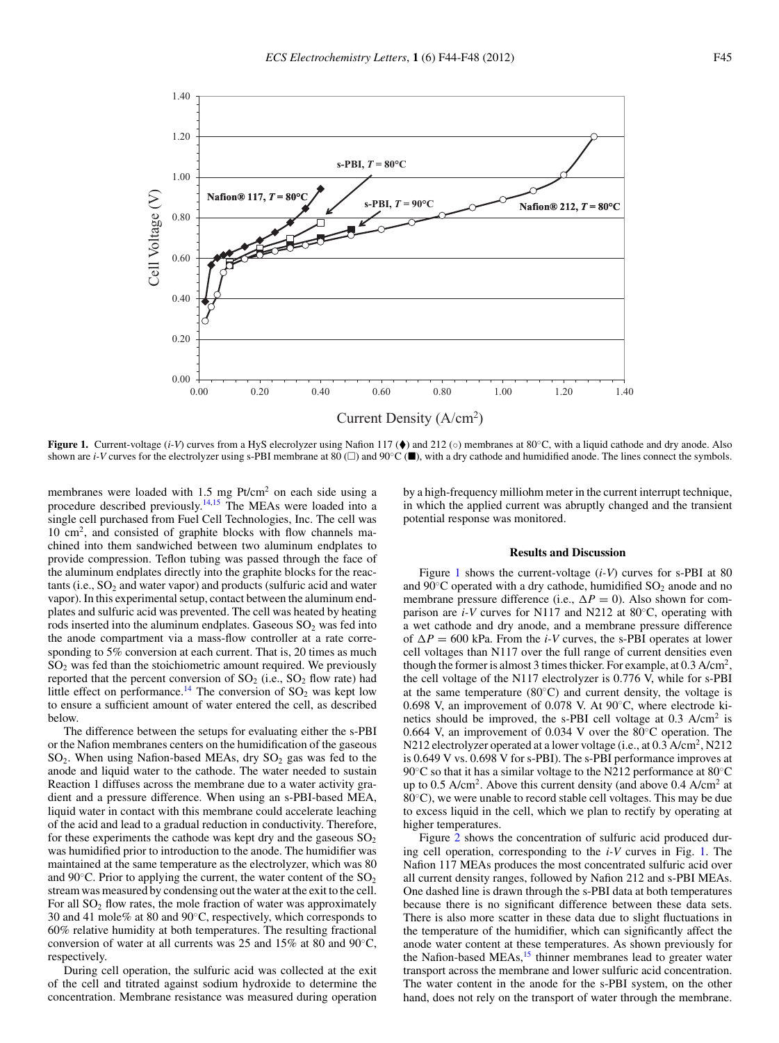**Figure 1.** Current-voltage (*i-V*) curves from a HyS elecrolyzer using Nafion 117 (⧫) and 212 (○) membranes at 80°C, with a liquid cathode and dry anode. Also shown are *i-V* curves for the electrolyzer using s-PBI membrane at 80 (□) and 90°C (■), with a dry cathode and humidified anode. The lines connect the symbols.

membranes were loaded with 1.5 mg Pt/cm$^2$ on each side using a procedure described previously.[14,15] The MEAs were loaded into a single cell purchased from Fuel Cell Technologies, Inc. The cell was 10 cm$^2$, and consisted of graphite blocks with flow channels machined into them sandwiched between two aluminum endplates to provide compression. Teflon tubing was passed through the face of the aluminum endplates directly into the graphite blocks for the reactants (i.e., $SO_2$ and water vapor) and products (sulfuric acid and water vapor). In this experimental setup, contact between the aluminum endplates and sulfuric acid was prevented. The cell was heated by heating rods inserted into the aluminum endplates. Gaseous $SO_2$ was fed into the anode compartment via a mass-flow controller at a rate corresponding to 5% conversion at each current. That is, 20 times as much $SO_2$ was fed than the stoichiometric amount required. We previously reported that the percent conversion of $SO_2$ (i.e., $SO_2$ flow rate) had little effect on performance.[14] The conversion of $SO_2$ was kept low to ensure a sufficient amount of water entered the cell, as described below.

The difference between the setups for evaluating either the s-PBI or the Nafion membranes centers on the humidification of the gaseous $SO_2$. When using Nafion-based MEAs, dry $SO_2$ gas was fed to the anode and liquid water to the cathode. The water needed to sustain Reaction 1 diffuses across the membrane due to a water activity gradient and a pressure difference. When using an s-PBI-based MEA, liquid water in contact with this membrane could accelerate leaching of the acid and lead to a gradual reduction in conductivity. Therefore, for these experiments the cathode was kept dry and the gaseous $SO_2$ was humidified prior to introduction to the anode. The humidifier was maintained at the same temperature as the electrolyzer, which was 80 and 90°C. Prior to applying the current, the water content of the $SO_2$ stream was measured by condensing out the water at the exit to the cell. For all $SO_2$ flow rates, the mole fraction of water was approximately 30 and 41 mole% at 80 and 90°C, respectively, which corresponds to 60% relative humidity at both temperatures. The resulting fractional conversion of water at all currents was 25 and 15% at 80 and 90°C, respectively.

During cell operation, the sulfuric acid was collected at the exit of the cell and titrated against sodium hydroxide to determine the concentration. Membrane resistance was measured during operation by a high-frequency milliohm meter in the current interrupt technique, in which the applied current was abruptly changed and the transient potential response was monitored.

## Results and Discussion

Figure 1 shows the current-voltage (*i-V*) curves for s-PBI at 80 and 90°C operated with a dry cathode, humidified $SO_2$ anode and no membrane pressure difference (i.e., $\Delta P = 0$). Also shown for comparison are *i-V* curves for N117 and N212 at 80°C, operating with a wet cathode and dry anode, and a membrane pressure difference of $\Delta P = 600$ kPa. From the *i-V* curves, the s-PBI operates at lower cell voltages than N117 over the full range of current densities even though the former is almost 3 times thicker. For example, at 0.3 A/cm$^2$, the cell voltage of the N117 electrolyzer is 0.776 V, while for s-PBI at the same temperature (80°C) and current density, the voltage is 0.698 V, an improvement of 0.078 V. At 90°C, where electrode kinetics should be improved, the s-PBI cell voltage at 0.3 A/cm$^2$ is 0.664 V, an improvement of 0.034 V over the 80°C operation. The N212 electrolyzer operated at a lower voltage (i.e., at 0.3 A/cm$^2$, N212 is 0.649 V vs. 0.698 V for s-PBI). The s-PBI performance improves at 90°C so that it has a similar voltage to the N212 performance at 80°C up to 0.5 A/cm$^2$. Above this current density (and above 0.4 A/cm$^2$ at 80°C), we were unable to record stable cell voltages. This may be due to excess liquid in the cell, which we plan to rectify by operating at higher temperatures.

Figure 2 shows the concentration of sulfuric acid produced during cell operation, corresponding to the *i-V* curves in Fig. 1. The Nafion 117 MEAs produces the most concentrated sulfuric acid over all current density ranges, followed by Nafion 212 and s-PBI MEAs. One dashed line is drawn through the s-PBI data at both temperatures because there is no significant difference between these data sets. There is also more scatter in these data due to slight fluctuations in the temperature of the humidifier, which can significantly affect the anode water content at these temperatures. As shown previously for the Nafion-based MEAs,[15] thinner membranes lead to greater water transport across the membrane and lower sulfuric acid concentration. The water content in the anode for the s-PBI system, on the other hand, does not rely on the transport of water through the membrane.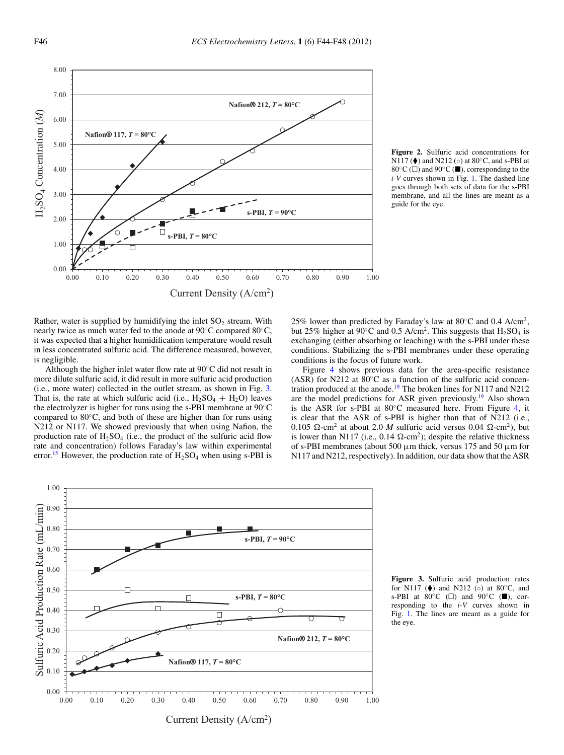**Figure 2.** Sulfuric acid concentrations for N117 (♦) and N212 (○) at 80°C, and s-PBI at 80°C (□) and 90°C (■), corresponding to the *i-V* curves shown in Fig. 1. The dashed line goes through both sets of data for the s-PBI membrane, and all the lines are meant as a guide for the eye.

Rather, water is supplied by humidifying the inlet $SO_2$ stream. With nearly twice as much water fed to the anode at 90°C compared 80°C, it was expected that a higher humidification temperature would result in less concentrated sulfuric acid. The difference measured, however, is negligible.

Although the higher inlet water flow rate at 90°C did not result in more dilute sulfuric acid, it did result in more sulfuric acid production (i.e., more water) collected in the outlet stream, as shown in Fig. 3. That is, the rate at which sulfuric acid (i.e., $H_2SO_4 + H_2O$) leaves the electrolyzer is higher for runs using the s-PBI membrane at 90°C compared to 80°C, and both of these are higher than for runs using N212 or N117. We showed previously that when using Nafion, the production rate of $H_2SO_4$ (i.e., the product of the sulfuric acid flow rate and concentration) follows Faraday's law within experimental error.[15] However, the production rate of $H_2SO_4$ when using s-PBI is 25% lower than predicted by Faraday's law at 80°C and 0.4 A/cm$^2$, but 25% higher at 90°C and 0.5 A/cm$^2$. This suggests that $H_2SO_4$ is exchanging (either absorbing or leaching) with the s-PBI under these conditions. Stabilizing the s-PBI membranes under these operating conditions is the focus of future work.

Figure 4 shows previous data for the area-specific resistance (ASR) for N212 at 80°C as a function of the sulfuric acid concentration produced at the anode.[19] The broken lines for N117 and N212 are the model predictions for ASR given previously.[19] Also shown is the ASR for s-PBI at 80°C measured here. From Figure 4, it is clear that the ASR of s-PBI is higher than that of N212 (i.e., 0.105 Ω-cm$^2$ at about 2.0 *M* sulfuric acid versus 0.04 Ω-cm$^2$), but is lower than N117 (i.e., 0.14 Ω-cm$^2$); despite the relative thickness of s-PBI membranes (about 500 μm thick, versus 175 and 50 μm for N117 and N212, respectively). In addition, our data show that the ASR

**Figure 3.** Sulfuric acid production rates for N117 (♦) and N212 (○) at 80°C, and s-PBI at 80°C (□) and 90°C (■), corresponding to the *i-V* curves shown in Fig. 1. The lines are meant as a guide for the eye.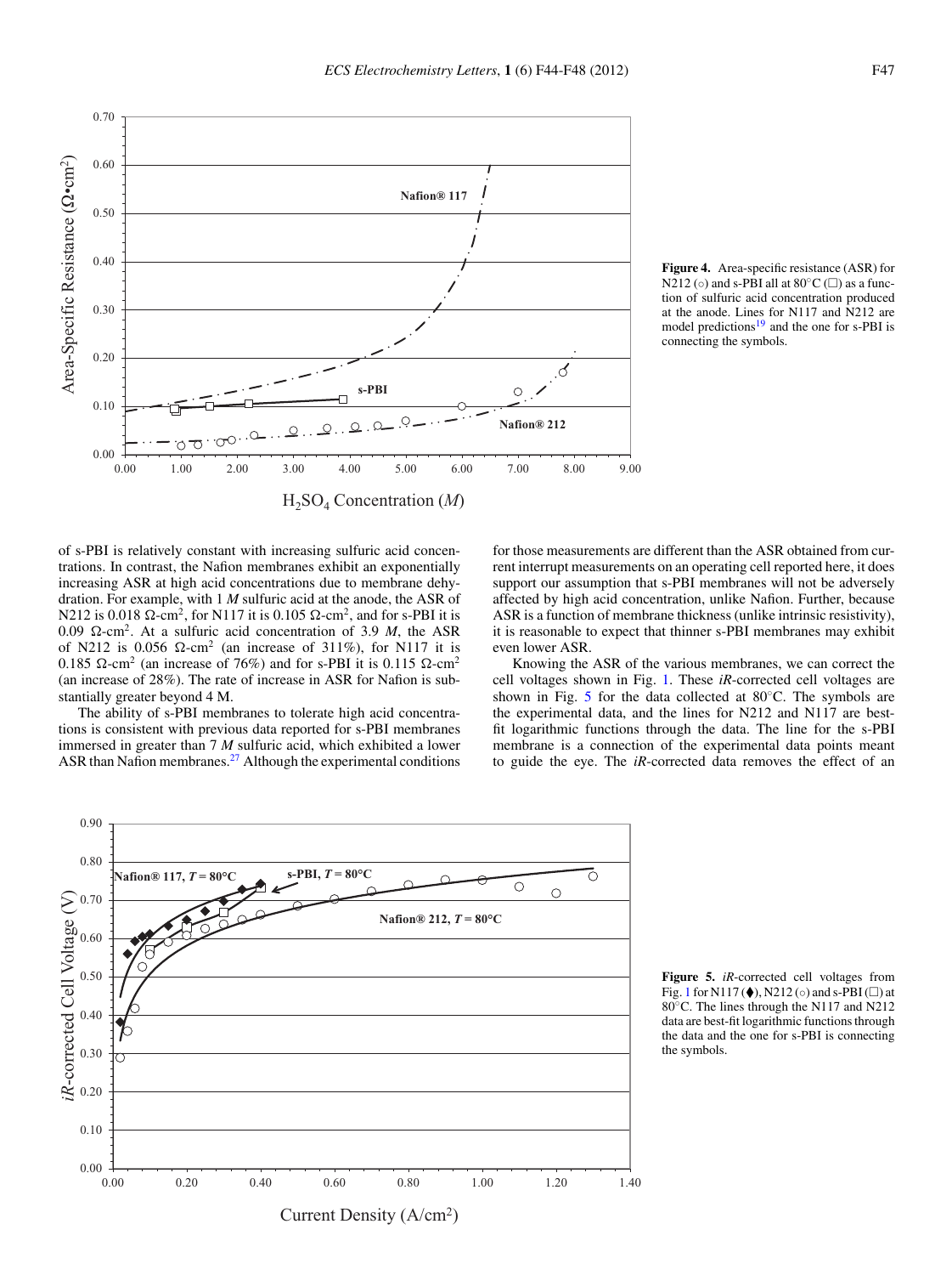Figure 4. Area-specific resistance (ASR) for N212 (○) and s-PBI all at 80°C (□) as a function of sulfuric acid concentration produced at the anode. Lines for N117 and N212 are model predictions[19] and the one for s-PBI is connecting the symbols.

of s-PBI is relatively constant with increasing sulfuric acid concentrations. In contrast, the Nafion membranes exhibit an exponentially increasing ASR at high acid concentrations due to membrane dehydration. For example, with 1 *M* sulfuric acid at the anode, the ASR of N212 is 0.018 Ω-cm², for N117 it is 0.105 Ω-cm², and for s-PBI it is 0.09 Ω-cm². At a sulfuric acid concentration of 3.9 *M*, the ASR of N212 is 0.056 Ω-cm² (an increase of 311%), for N117 it is 0.185 Ω-cm² (an increase of 76%) and for s-PBI it is 0.115 Ω-cm² (an increase of 28%). The rate of increase in ASR for Nafion is substantially greater beyond 4 M.

The ability of s-PBI membranes to tolerate high acid concentrations is consistent with previous data reported for s-PBI membranes immersed in greater than 7 *M* sulfuric acid, which exhibited a lower ASR than Nafion membranes.[27] Although the experimental conditions for those measurements are different than the ASR obtained from current interrupt measurements on an operating cell reported here, it does support our assumption that s-PBI membranes will not be adversely affected by high acid concentration, unlike Nafion. Further, because ASR is a function of membrane thickness (unlike intrinsic resistivity), it is reasonable to expect that thinner s-PBI membranes may exhibit even lower ASR.

Knowing the ASR of the various membranes, we can correct the cell voltages shown in Fig. 1. These *iR*-corrected cell voltages are shown in Fig. 5 for the data collected at 80°C. The symbols are the experimental data, and the lines for N212 and N117 are best-fit logarithmic functions through the data. The line for the s-PBI membrane is a connection of the experimental data points meant to guide the eye. The *iR*-corrected data removes the effect of an

Figure 5. *iR*-corrected cell voltages from Fig. 1 for N117 (♦), N212 (○) and s-PBI (□) at 80°C. The lines through the N117 and N212 data are best-fit logarithmic functions through the data and the one for s-PBI is connecting the symbols.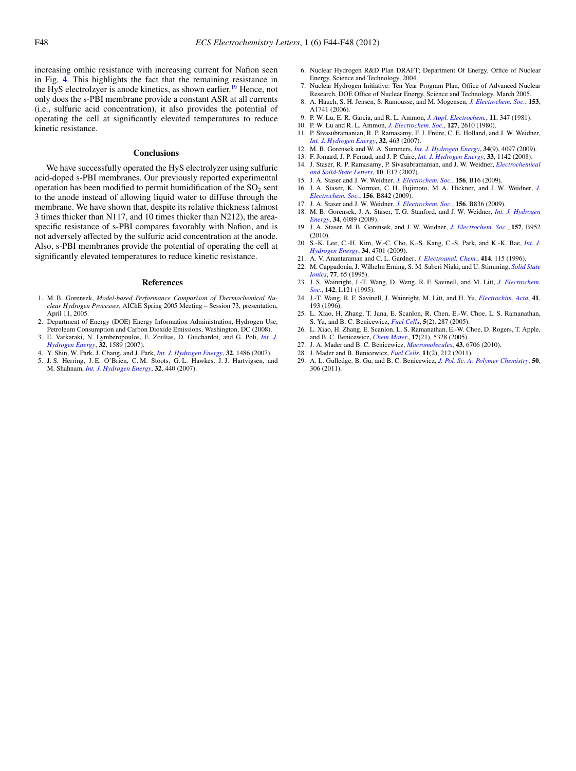increasing omhic resistance with increasing current for Nafion seen in Fig. 4. This highlights the fact that the remaining resistance in the HyS electrolzyer is anode kinetics, as shown earlier.[19] Hence, not only does the s-PBI membrane provide a constant ASR at all currents (i.e., sulfuric acid concentration), it also provides the potential of operating the cell at significantly elevated temperatures to reduce kinetic resistance.

## Conclusions

We have successfully operated the HyS electrolyzer using sulfuric acid-doped s-PBI membranes. Our previously reported experimental operation has been modified to permit humidification of the $SO_2$ sent to the anode instead of allowing liquid water to diffuse through the membrane. We have shown that, despite its relative thickness (almost 3 times thicker than N117, and 10 times thicker than N212), the area-specific resistance of s-PBI compares favorably with Nafion, and is not adversely affected by the sulfuric acid concentration at the anode. Also, s-PBI membranes provide the potential of operating the cell at significantly elevated temperatures to reduce kinetic resistance.

## References

1. M. B. Gorensek, *Model-based Performance Comparison of Thermochemical Nuclear Hydrogen Processes*, AIChE Spring 2005 Meeting – Session 73, presentation, April 11, 2005.
2. Department of Energy (DOE) Energy Information Administration, Hydrogen Use, Petroleum Consumption and Carbon Dioxide Emissions, Washington, DC (2008).
3. E. Varkaraki, N. Lymberopoulos, E. Zoulias, D. Guichardot, and G. Poli, *Int. J. Hydrogen Energy*, **32**, 1589 (2007).
4. Y. Shin, W. Park, J. Chang, and J. Park, *Int. J. Hydrogen Energy*, **32**, 1486 (2007).
5. J. S. Herring, J. E. O'Brien, C. M. Stoots, G. L. Hawkes, J. J. Hartvigsen, and M. Shahnam, *Int. J. Hydrogen Energy*, **32**, 440 (2007).
6. Nuclear Hydrogen R&D Plan DRAFT; Department Of Energy, Office of Nuclear Energy, Science and Technology, 2004.
7. Nuclear Hydrogen Initiative: Ten Year Program Plan, Office of Advanced Nuclear Research, DOE Office of Nuclear Energy, Science and Technology, March 2005.
8. A. Hauch, S. H. Jensen, S. Ramousse, and M. Mogensen, *J. Electrochem. Soc.*, **153**, A1741 (2006).
9. P. W. Lu, E. R. Garcia, and R. L. Ammon, *J. Appl. Electrochem.*, **11**, 347 (1981).
10. P. W. Lu and R. L. Ammon, *J. Electrochem. Soc.*, **127**, 2610 (1980).
11. P. Sivasubramanian, R. P. Ramasamy, F. J. Freire, C. E. Holland, and J. W. Weidner, *Int. J. Hydrogen Energy*, **32**, 463 (2007).
12. M. B. Gorensek and W. A. Summers, *Int. J. Hydrogen Energy*, **34**(9), 4097 (2009).
13. F. Jomard, J. P. Feraud, and J. P. Caire, *Int. J. Hydrogen Energy*, **33**, 1142 (2008).
14. J. Staser, R. P. Ramasamy, P. Sivasubramanian, and J. W. Weidner, *Electrochemical and Solid-State Letters*, **10**, E17 (2007).
15. J. A. Staser and J. W. Weidner, *J. Electrochem. Soc.*, **156**, B16 (2009).
16. J. A. Staser, K. Norman, C. H. Fujimoto, M. A. Hickner, and J. W. Weidner, *J. Electrochem. Soc.*, **156**, B842 (2009).
17. J. A. Staser and J. W. Weidner, *J. Electrochem. Soc.*, **156**, B836 (2009).
18. M. B. Gorensek, J. A. Staser, T. G. Stanford, and J. W. Weidner, *Int. J. Hydrogen Energy*, **34**, 6089 (2009).
19. J. A. Staser, M. B. Gorensek, and J. W. Weidner, *J. Electrochem. Soc.*, **157**, B952 (2010).
20. S.-K. Lee, C.-H. Kim, W.-C. Cho, K.-S. Kang, C.-S. Park, and K.-K. Bae, *Int. J. Hydrogen Energy*, **34**, 4701 (2009).
21. A. V. Anantaraman and C. L. Gardner, *J. Electroanal. Chem.*, **414**, 115 (1996).
22. M. Cappadonia, J. Wilhelm Erning, S. M. Saberi Niaki, and U. Stimming, *Solid State Ionics*, **77**, 65 (1995).
23. J. S. Wainright, J.-T. Wang, D. Weng, R. F. Savinell, and M. Litt, *J. Electrochem. Soc.*, **142**, L121 (1995).
24. J.-T. Wang, R. F. Savinell, J. Wainright, M. Litt, and H. Yu, *Electrochim. Acta*, **41**, 193 (1996).
25. L. Xiao, H. Zhang, T. Jana, E. Scanlon, R. Chen, E.-W. Choe, L. S. Ramanathan, S. Yu, and B. C. Benicewicz, *Fuel Cells*, **5**(2), 287 (2005).
26. L. Xiao, H. Zhang, E. Scanlon, L. S. Ramanathan, E.-W. Choe, D. Rogers, T. Apple, and B. C. Benicewicz, *Chem Mater.*, **17**(21), 5328 (2005).
27. J. A. Mader and B. C. Benicewicz, *Macromolecules*, **43**, 6706 (2010).
28. J. Mader and B. Benicewicz, *Fuel Cells*, **11**(2), 212 (2011).
29. A. L. Gulledge, B. Gu, and B. C. Benicewicz, *J. Pol. Sc. A: Polymer Chemistry*, **50**, 306 (2011).